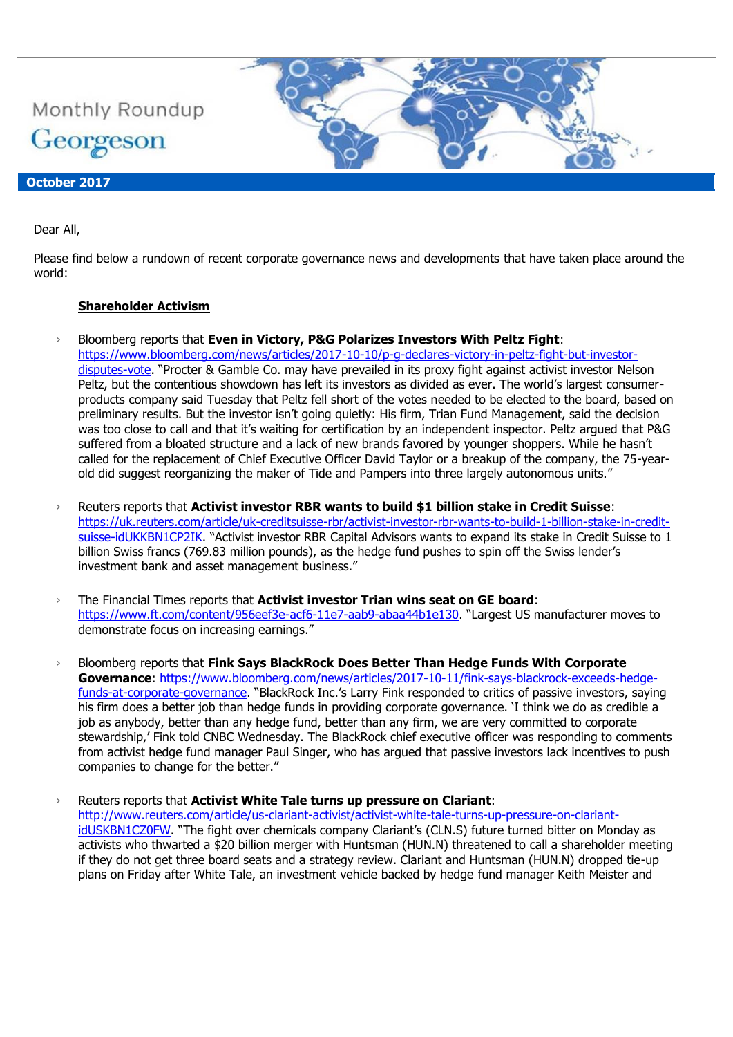Monthly Roundup

Georgeson

**October 2017**

Dear All,

Please find below a rundown of recent corporate governance news and developments that have taken place around the world:

## Shareholder Activism

- Bloomberg reports that **Even in Victory, P&G Polarizes Investors With Peltz Fight**: https://www.bloomberg.com/news/articles/2017-10-10/p-g-declares-victory-in-peltz-fight-but-investor-disputes-vote. "Procter & Gamble Co. may have prevailed in its proxy fight against activist investor Nelson Peltz, but the contentious showdown has left its investors as divided as ever. The world's largest consumer-products company said Tuesday that Peltz fell short of the votes needed to be elected to the board, based on preliminary results. But the investor isn't going quietly: His firm, Trian Fund Management, said the decision was too close to call and that it's waiting for certification by an independent inspector. Peltz argued that P&G suffered from a bloated structure and a lack of new brands favored by younger shoppers. While he hasn't called for the replacement of Chief Executive Officer David Taylor or a breakup of the company, the 75-year-old did suggest reorganizing the maker of Tide and Pampers into three largely autonomous units."

- Reuters reports that **Activist investor RBR wants to build $1 billion stake in Credit Suisse**: https://uk.reuters.com/article/uk-creditsuisse-rbr/activist-investor-rbr-wants-to-build-1-billion-stake-in-credit-suisse-idUKKBN1CP2IK. "Activist investor RBR Capital Advisors wants to expand its stake in Credit Suisse to 1 billion Swiss francs (769.83 million pounds), as the hedge fund pushes to spin off the Swiss lender's investment bank and asset management business."

- The Financial Times reports that **Activist investor Trian wins seat on GE board**: https://www.ft.com/content/956eef3e-acf6-11e7-aab9-abaa44b1e130. "Largest US manufacturer moves to demonstrate focus on increasing earnings."

- Bloomberg reports that **Fink Says BlackRock Does Better Than Hedge Funds With Corporate Governance**: https://www.bloomberg.com/news/articles/2017-10-11/fink-says-blackrock-exceeds-hedge-funds-at-corporate-governance. "BlackRock Inc.'s Larry Fink responded to critics of passive investors, saying his firm does a better job than hedge funds in providing corporate governance. 'I think we do as credible a job as anybody, better than any hedge fund, better than any firm, we are very committed to corporate stewardship,' Fink told CNBC Wednesday. The BlackRock chief executive officer was responding to comments from activist hedge fund manager Paul Singer, who has argued that passive investors lack incentives to push companies to change for the better."

- Reuters reports that **Activist White Tale turns up pressure on Clariant**: http://www.reuters.com/article/us-clariant-activist/activist-white-tale-turns-up-pressure-on-clariant-idUSKBN1CZ0FW. "The fight over chemicals company Clariant's (CLN.S) future turned bitter on Monday as activists who thwarted a $20 billion merger with Huntsman (HUN.N) threatened to call a shareholder meeting if they do not get three board seats and a strategy review. Clariant and Huntsman (HUN.N) dropped tie-up plans on Friday after White Tale, an investment vehicle backed by hedge fund manager Keith Meister and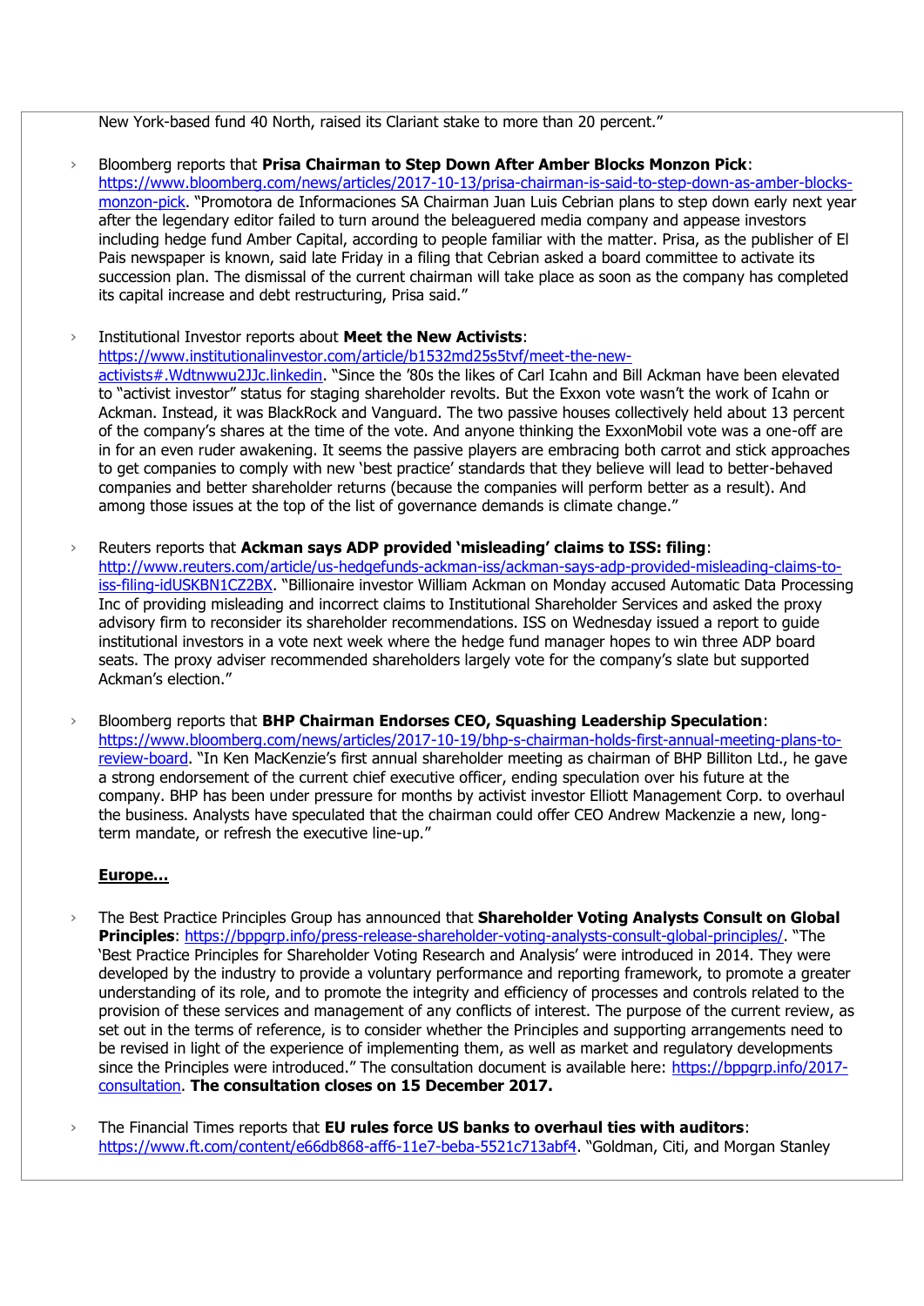New York-based fund 40 North, raised its Clariant stake to more than 20 percent."

- Bloomberg reports that **Prisa Chairman to Step Down After Amber Blocks Monzon Pick**: https://www.bloomberg.com/news/articles/2017-10-13/prisa-chairman-is-said-to-step-down-as-amber-blocks-monzon-pick. "Promotora de Informaciones SA Chairman Juan Luis Cebrian plans to step down early next year after the legendary editor failed to turn around the beleaguered media company and appease investors including hedge fund Amber Capital, according to people familiar with the matter. Prisa, as the publisher of El Pais newspaper is known, said late Friday in a filing that Cebrian asked a board committee to activate its succession plan. The dismissal of the current chairman will take place as soon as the company has completed its capital increase and debt restructuring, Prisa said."

- Institutional Investor reports about **Meet the New Activists**: https://www.institutionalinvestor.com/article/b1532md25s5tvf/meet-the-new-activists#.Wdtnwwu2JJc.linkedin. "Since the '80s the likes of Carl Icahn and Bill Ackman have been elevated to "activist investor" status for staging shareholder revolts. But the Exxon vote wasn't the work of Icahn or Ackman. Instead, it was BlackRock and Vanguard. The two passive houses collectively held about 13 percent of the company's shares at the time of the vote. And anyone thinking the ExxonMobil vote was a one-off are in for an even ruder awakening. It seems the passive players are embracing both carrot and stick approaches to get companies to comply with new 'best practice' standards that they believe will lead to better-behaved companies and better shareholder returns (because the companies will perform better as a result). And among those issues at the top of the list of governance demands is climate change."

- Reuters reports that **Ackman says ADP provided 'misleading' claims to ISS: filing**: http://www.reuters.com/article/us-hedgefunds-ackman-iss/ackman-says-adp-provided-misleading-claims-to-iss-filing-idUSKBN1CZ2BX. "Billionaire investor William Ackman on Monday accused Automatic Data Processing Inc of providing misleading and incorrect claims to Institutional Shareholder Services and asked the proxy advisory firm to reconsider its shareholder recommendations. ISS on Wednesday issued a report to guide institutional investors in a vote next week where the hedge fund manager hopes to win three ADP board seats. The proxy adviser recommended shareholders largely vote for the company's slate but supported Ackman's election."

- Bloomberg reports that **BHP Chairman Endorses CEO, Squashing Leadership Speculation**: https://www.bloomberg.com/news/articles/2017-10-19/bhp-s-chairman-holds-first-annual-meeting-plans-to-review-board. "In Ken MacKenzie's first annual shareholder meeting as chairman of BHP Billiton Ltd., he gave a strong endorsement of the current chief executive officer, ending speculation over his future at the company. BHP has been under pressure for months by activist investor Elliott Management Corp. to overhaul the business. Analysts have speculated that the chairman could offer CEO Andrew Mackenzie a new, long-term mandate, or refresh the executive line-up."

**Europe…**

- The Best Practice Principles Group has announced that **Shareholder Voting Analysts Consult on Global Principles**: https://bppgrp.info/press-release-shareholder-voting-analysts-consult-global-principles/. "The 'Best Practice Principles for Shareholder Voting Research and Analysis' were introduced in 2014. They were developed by the industry to provide a voluntary performance and reporting framework, to promote a greater understanding of its role, and to promote the integrity and efficiency of processes and controls related to the provision of these services and management of any conflicts of interest. The purpose of the current review, as set out in the terms of reference, is to consider whether the Principles and supporting arrangements need to be revised in light of the experience of implementing them, as well as market and regulatory developments since the Principles were introduced." The consultation document is available here: https://bppgrp.info/2017-consultation. **The consultation closes on 15 December 2017.**

- The Financial Times reports that **EU rules force US banks to overhaul ties with auditors**: https://www.ft.com/content/e66db868-aff6-11e7-beba-5521c713abf4. "Goldman, Citi, and Morgan Stanley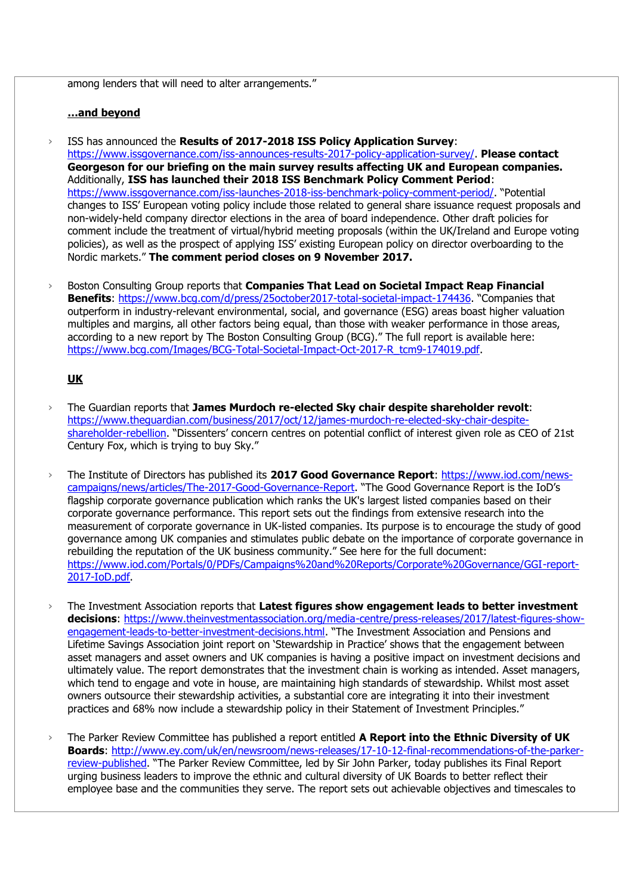among lenders that will need to alter arrangements."

**...and beyond**

- ISS has announced the **Results of 2017-2018 ISS Policy Application Survey**: https://www.issgovernance.com/iss-announces-results-2017-policy-application-survey/. **Please contact Georgeson for our briefing on the main survey results affecting UK and European companies.** Additionally, **ISS has launched their 2018 ISS Benchmark Policy Comment Period**: https://www.issgovernance.com/iss-launches-2018-iss-benchmark-policy-comment-period/. "Potential changes to ISS' European voting policy include those related to general share issuance request proposals and non-widely-held company director elections in the area of board independence. Other draft policies for comment include the treatment of virtual/hybrid meeting proposals (within the UK/Ireland and Europe voting policies), as well as the prospect of applying ISS' existing European policy on director overboarding to the Nordic markets." **The comment period closes on 9 November 2017.**

- Boston Consulting Group reports that **Companies That Lead on Societal Impact Reap Financial Benefits**: https://www.bcg.com/d/press/25october2017-total-societal-impact-174436. "Companies that outperform in industry-relevant environmental, social, and governance (ESG) areas boast higher valuation multiples and margins, all other factors being equal, than those with weaker performance in those areas, according to a new report by The Boston Consulting Group (BCG)." The full report is available here: https://www.bcg.com/Images/BCG-Total-Societal-Impact-Oct-2017-R_tcm9-174019.pdf.

**UK**

- The Guardian reports that **James Murdoch re-elected Sky chair despite shareholder revolt**: https://www.theguardian.com/business/2017/oct/12/james-murdoch-re-elected-sky-chair-despite-shareholder-rebellion. "Dissenters' concern centres on potential conflict of interest given role as CEO of 21st Century Fox, which is trying to buy Sky."

- The Institute of Directors has published its **2017 Good Governance Report**: https://www.iod.com/news-campaigns/news/articles/The-2017-Good-Governance-Report. "The Good Governance Report is the IoD's flagship corporate governance publication which ranks the UK's largest listed companies based on their corporate governance performance. This report sets out the findings from extensive research into the measurement of corporate governance in UK-listed companies. Its purpose is to encourage the study of good governance among UK companies and stimulates public debate on the importance of corporate governance in rebuilding the reputation of the UK business community." See here for the full document: https://www.iod.com/Portals/0/PDFs/Campaigns%20and%20Reports/Corporate%20Governance/GGI-report-2017-IoD.pdf.

- The Investment Association reports that **Latest figures show engagement leads to better investment decisions**: https://www.theinvestmentassociation.org/media-centre/press-releases/2017/latest-figures-show-engagement-leads-to-better-investment-decisions.html. "The Investment Association and Pensions and Lifetime Savings Association joint report on 'Stewardship in Practice' shows that the engagement between asset managers and asset owners and UK companies is having a positive impact on investment decisions and ultimately value. The report demonstrates that the investment chain is working as intended. Asset managers, which tend to engage and vote in house, are maintaining high standards of stewardship. Whilst most asset owners outsource their stewardship activities, a substantial core are integrating it into their investment practices and 68% now include a stewardship policy in their Statement of Investment Principles."

- The Parker Review Committee has published a report entitled **A Report into the Ethnic Diversity of UK Boards**: http://www.ey.com/uk/en/newsroom/news-releases/17-10-12-final-recommendations-of-the-parker-review-published. "The Parker Review Committee, led by Sir John Parker, today publishes its Final Report urging business leaders to improve the ethnic and cultural diversity of UK Boards to better reflect their employee base and the communities they serve. The report sets out achievable objectives and timescales to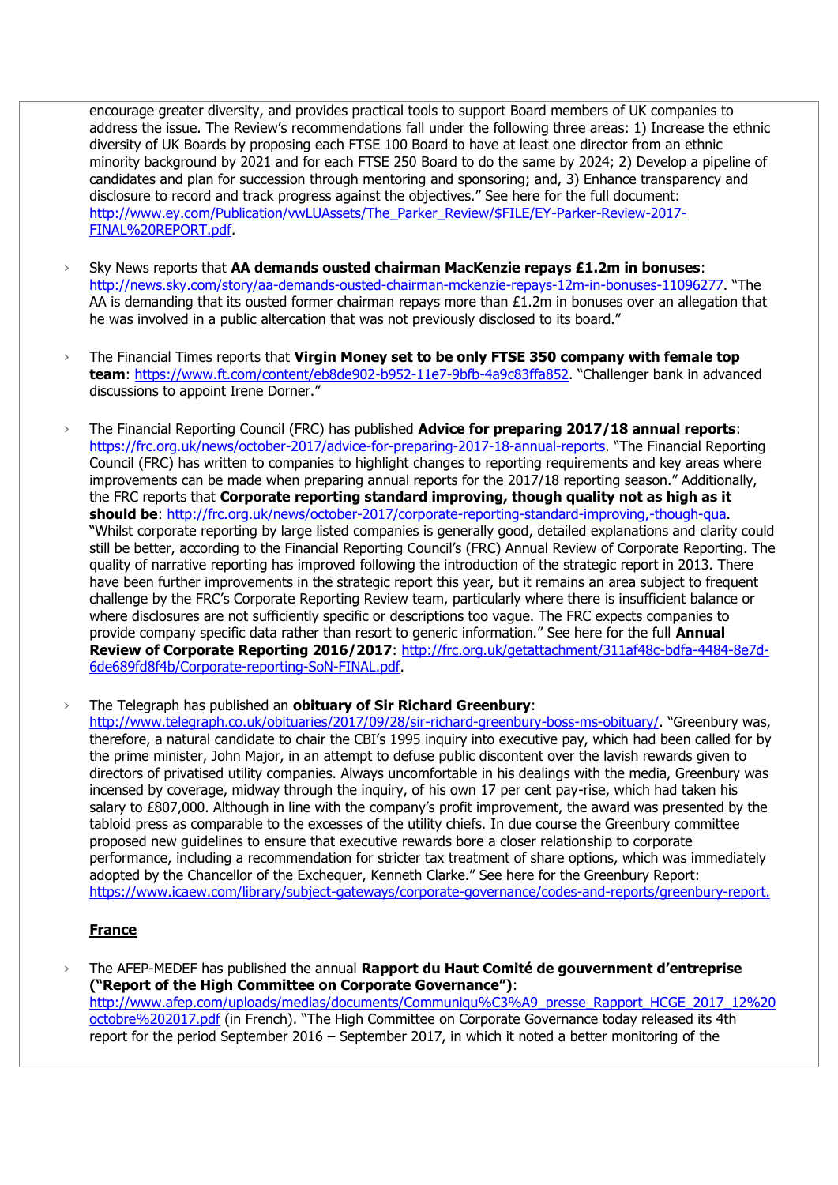encourage greater diversity, and provides practical tools to support Board members of UK companies to address the issue. The Review's recommendations fall under the following three areas: 1) Increase the ethnic diversity of UK Boards by proposing each FTSE 100 Board to have at least one director from an ethnic minority background by 2021 and for each FTSE 250 Board to do the same by 2024; 2) Develop a pipeline of candidates and plan for succession through mentoring and sponsoring; and, 3) Enhance transparency and disclosure to record and track progress against the objectives." See here for the full document: http://www.ey.com/Publication/vwLUAssets/The_Parker_Review/$FILE/EY-Parker-Review-2017-FINAL%20REPORT.pdf.

- Sky News reports that **AA demands ousted chairman MacKenzie repays £1.2m in bonuses**: http://news.sky.com/story/aa-demands-ousted-chairman-mckenzie-repays-12m-in-bonuses-11096277. "The AA is demanding that its ousted former chairman repays more than £1.2m in bonuses over an allegation that he was involved in a public altercation that was not previously disclosed to its board."

- The Financial Times reports that **Virgin Money set to be only FTSE 350 company with female top team**: https://www.ft.com/content/eb8de902-b952-11e7-9bfb-4a9c83ffa852. "Challenger bank in advanced discussions to appoint Irene Dorner."

- The Financial Reporting Council (FRC) has published **Advice for preparing 2017/18 annual reports**: https://frc.org.uk/news/october-2017/advice-for-preparing-2017-18-annual-reports. "The Financial Reporting Council (FRC) has written to companies to highlight changes to reporting requirements and key areas where improvements can be made when preparing annual reports for the 2017/18 reporting season." Additionally, the FRC reports that **Corporate reporting standard improving, though quality not as high as it should be**: http://frc.org.uk/news/october-2017/corporate-reporting-standard-improving,-though-qua. "Whilst corporate reporting by large listed companies is generally good, detailed explanations and clarity could still be better, according to the Financial Reporting Council's (FRC) Annual Review of Corporate Reporting. The quality of narrative reporting has improved following the introduction of the strategic report in 2013. There have been further improvements in the strategic report this year, but it remains an area subject to frequent challenge by the FRC's Corporate Reporting Review team, particularly where there is insufficient balance or where disclosures are not sufficiently specific or descriptions too vague. The FRC expects companies to provide company specific data rather than resort to generic information." See here for the full **Annual Review of Corporate Reporting 2016/2017**: http://frc.org.uk/getattachment/311af48c-bdfa-4484-8e7d-6de689fd8f4b/Corporate-reporting-SoN-FINAL.pdf.

- The Telegraph has published an **obituary of Sir Richard Greenbury**: http://www.telegraph.co.uk/obituaries/2017/09/28/sir-richard-greenbury-boss-ms-obituary/. "Greenbury was, therefore, a natural candidate to chair the CBI's 1995 inquiry into executive pay, which had been called for by the prime minister, John Major, in an attempt to defuse public discontent over the lavish rewards given to directors of privatised utility companies. Always uncomfortable in his dealings with the media, Greenbury was incensed by coverage, midway through the inquiry, of his own 17 per cent pay-rise, which had taken his salary to £807,000. Although in line with the company's profit improvement, the award was presented by the tabloid press as comparable to the excesses of the utility chiefs. In due course the Greenbury committee proposed new guidelines to ensure that executive rewards bore a closer relationship to corporate performance, including a recommendation for stricter tax treatment of share options, which was immediately adopted by the Chancellor of the Exchequer, Kenneth Clarke." See here for the Greenbury Report: https://www.icaew.com/library/subject-gateways/corporate-governance/codes-and-reports/greenbury-report.

**France**

- The AFEP-MEDEF has published the annual **Rapport du Haut Comité de gouvernment d'entreprise ("Report of the High Committee on Corporate Governance")**: http://www.afep.com/uploads/medias/documents/Communiqu%C3%A9_presse_Rapport_HCGE_2017_12%20octobre%202017.pdf (in French). "The High Committee on Corporate Governance today released its 4th report for the period September 2016 – September 2017, in which it noted a better monitoring of the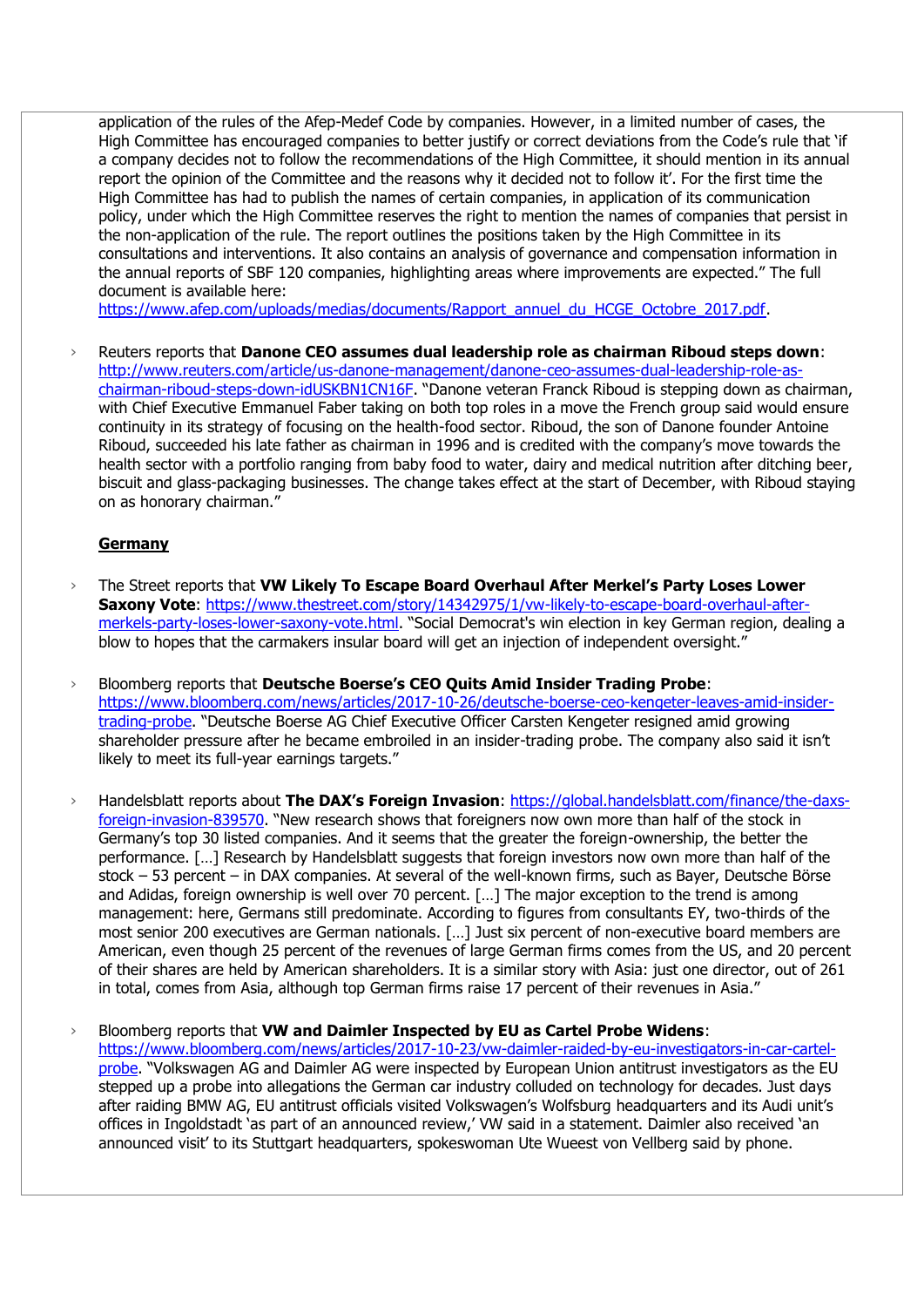application of the rules of the Afep-Medef Code by companies. However, in a limited number of cases, the High Committee has encouraged companies to better justify or correct deviations from the Code's rule that 'if a company decides not to follow the recommendations of the High Committee, it should mention in its annual report the opinion of the Committee and the reasons why it decided not to follow it'. For the first time the High Committee has had to publish the names of certain companies, in application of its communication policy, under which the High Committee reserves the right to mention the names of companies that persist in the non-application of the rule. The report outlines the positions taken by the High Committee in its consultations and interventions. It also contains an analysis of governance and compensation information in the annual reports of SBF 120 companies, highlighting areas where improvements are expected." The full document is available here: https://www.afep.com/uploads/medias/documents/Rapport_annuel_du_HCGE_Octobre_2017.pdf.

- Reuters reports that **Danone CEO assumes dual leadership role as chairman Riboud steps down**: http://www.reuters.com/article/us-danone-management/danone-ceo-assumes-dual-leadership-role-as-chairman-riboud-steps-down-idUSKBN1CN16F. "Danone veteran Franck Riboud is stepping down as chairman, with Chief Executive Emmanuel Faber taking on both top roles in a move the French group said would ensure continuity in its strategy of focusing on the health-food sector. Riboud, the son of Danone founder Antoine Riboud, succeeded his late father as chairman in 1996 and is credited with the company's move towards the health sector with a portfolio ranging from baby food to water, dairy and medical nutrition after ditching beer, biscuit and glass-packaging businesses. The change takes effect at the start of December, with Riboud staying on as honorary chairman."

**Germany**

- The Street reports that **VW Likely To Escape Board Overhaul After Merkel's Party Loses Lower Saxony Vote**: https://www.thestreet.com/story/14342975/1/vw-likely-to-escape-board-overhaul-after-merkels-party-loses-lower-saxony-vote.html. "Social Democrat's win election in key German region, dealing a blow to hopes that the carmakers insular board will get an injection of independent oversight."

- Bloomberg reports that **Deutsche Boerse's CEO Quits Amid Insider Trading Probe**: https://www.bloomberg.com/news/articles/2017-10-26/deutsche-boerse-ceo-kengeter-leaves-amid-insider-trading-probe. "Deutsche Boerse AG Chief Executive Officer Carsten Kengeter resigned amid growing shareholder pressure after he became embroiled in an insider-trading probe. The company also said it isn't likely to meet its full-year earnings targets."

- Handelsblatt reports about **The DAX's Foreign Invasion**: https://global.handelsblatt.com/finance/the-daxs-foreign-invasion-839570. "New research shows that foreigners now own more than half of the stock in Germany's top 30 listed companies. And it seems that the greater the foreign-ownership, the better the performance. […] Research by Handelsblatt suggests that foreign investors now own more than half of the stock – 53 percent – in DAX companies. At several of the well-known firms, such as Bayer, Deutsche Börse and Adidas, foreign ownership is well over 70 percent. […] The major exception to the trend is among management: here, Germans still predominate. According to figures from consultants EY, two-thirds of the most senior 200 executives are German nationals. […] Just six percent of non-executive board members are American, even though 25 percent of the revenues of large German firms comes from the US, and 20 percent of their shares are held by American shareholders. It is a similar story with Asia: just one director, out of 261 in total, comes from Asia, although top German firms raise 17 percent of their revenues in Asia."

- Bloomberg reports that **VW and Daimler Inspected by EU as Cartel Probe Widens**: https://www.bloomberg.com/news/articles/2017-10-23/vw-daimler-raided-by-eu-investigators-in-car-cartel-probe. "Volkswagen AG and Daimler AG were inspected by European Union antitrust investigators as the EU stepped up a probe into allegations the German car industry colluded on technology for decades. Just days after raiding BMW AG, EU antitrust officials visited Volkswagen's Wolfsburg headquarters and its Audi unit's offices in Ingoldstadt 'as part of an announced review,' VW said in a statement. Daimler also received 'an announced visit' to its Stuttgart headquarters, spokeswoman Ute Wueest von Vellberg said by phone.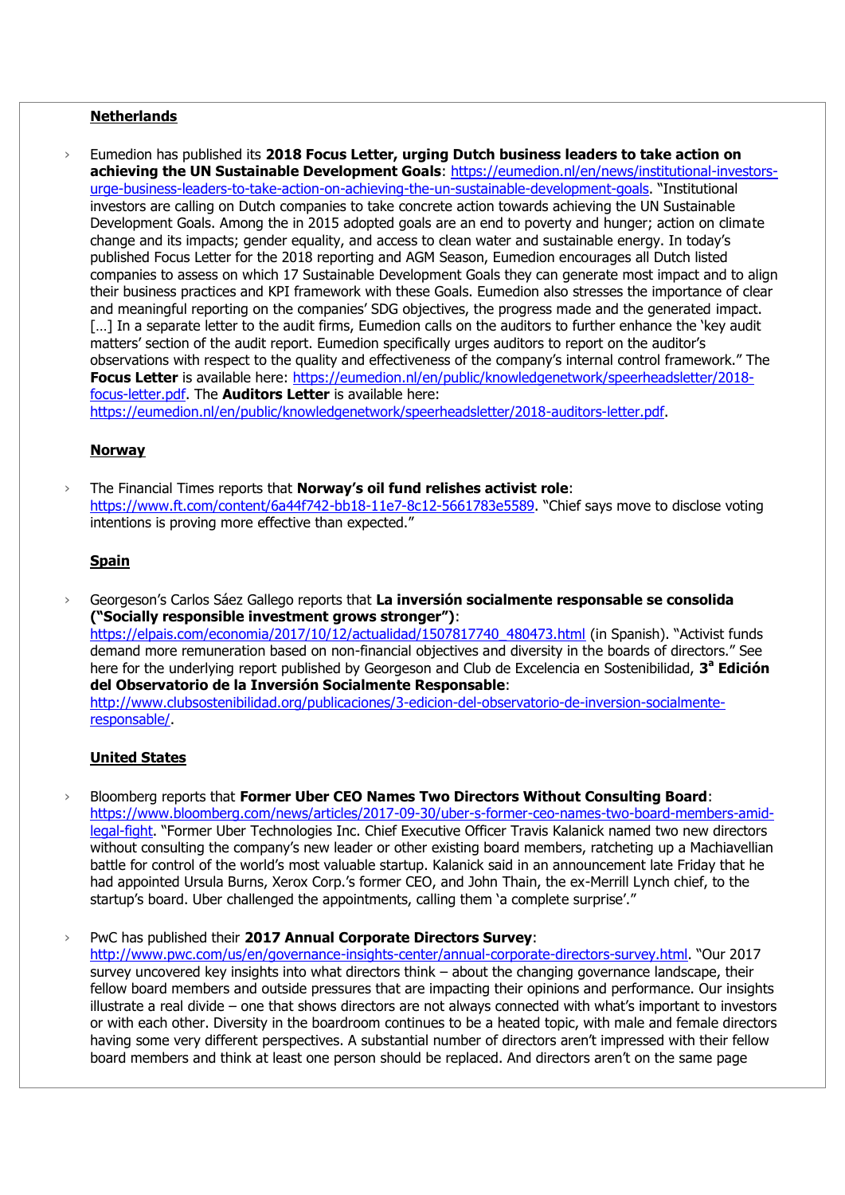**Netherlands**

- Eumedion has published its **2018 Focus Letter, urging Dutch business leaders to take action on achieving the UN Sustainable Development Goals**: https://eumedion.nl/en/news/institutional-investors-urge-business-leaders-to-take-action-on-achieving-the-un-sustainable-development-goals. "Institutional investors are calling on Dutch companies to take concrete action towards achieving the UN Sustainable Development Goals. Among the in 2015 adopted goals are an end to poverty and hunger; action on climate change and its impacts; gender equality, and access to clean water and sustainable energy. In today's published Focus Letter for the 2018 reporting and AGM Season, Eumedion encourages all Dutch listed companies to assess on which 17 Sustainable Development Goals they can generate most impact and to align their business practices and KPI framework with these Goals. Eumedion also stresses the importance of clear and meaningful reporting on the companies' SDG objectives, the progress made and the generated impact. […] In a separate letter to the audit firms, Eumedion calls on the auditors to further enhance the 'key audit matters' section of the audit report. Eumedion specifically urges auditors to report on the auditor's observations with respect to the quality and effectiveness of the company's internal control framework." The **Focus Letter** is available here: https://eumedion.nl/en/public/knowledgenetwork/speerheadsletter/2018-focus-letter.pdf. The **Auditors Letter** is available here: https://eumedion.nl/en/public/knowledgenetwork/speerheadsletter/2018-auditors-letter.pdf.

**Norway**

- The Financial Times reports that **Norway's oil fund relishes activist role**: https://www.ft.com/content/6a44f742-bb18-11e7-8c12-5661783e5589. "Chief says move to disclose voting intentions is proving more effective than expected."

**Spain**

- Georgeson's Carlos Sáez Gallego reports that **La inversión socialmente responsable se consolida ("Socially responsible investment grows stronger")**: https://elpais.com/economia/2017/10/12/actualidad/1507817740_480473.html (in Spanish). "Activist funds demand more remuneration based on non-financial objectives and diversity in the boards of directors." See here for the underlying report published by Georgeson and Club de Excelencia en Sostenibilidad, **3ª Edición del Observatorio de la Inversión Socialmente Responsable**: http://www.clubsostenibilidad.org/publicaciones/3-edicion-del-observatorio-de-inversion-socialmente-responsable/.

**United States**

- Bloomberg reports that **Former Uber CEO Names Two Directors Without Consulting Board**: https://www.bloomberg.com/news/articles/2017-09-30/uber-s-former-ceo-names-two-board-members-amid-legal-fight. "Former Uber Technologies Inc. Chief Executive Officer Travis Kalanick named two new directors without consulting the company's new leader or other existing board members, ratcheting up a Machiavellian battle for control of the world's most valuable startup. Kalanick said in an announcement late Friday that he had appointed Ursula Burns, Xerox Corp.'s former CEO, and John Thain, the ex-Merrill Lynch chief, to the startup's board. Uber challenged the appointments, calling them 'a complete surprise'."

- PwC has published their **2017 Annual Corporate Directors Survey**: http://www.pwc.com/us/en/governance-insights-center/annual-corporate-directors-survey.html. "Our 2017 survey uncovered key insights into what directors think – about the changing governance landscape, their fellow board members and outside pressures that are impacting their opinions and performance. Our insights illustrate a real divide – one that shows directors are not always connected with what's important to investors or with each other. Diversity in the boardroom continues to be a heated topic, with male and female directors having some very different perspectives. A substantial number of directors aren't impressed with their fellow board members and think at least one person should be replaced. And directors aren't on the same page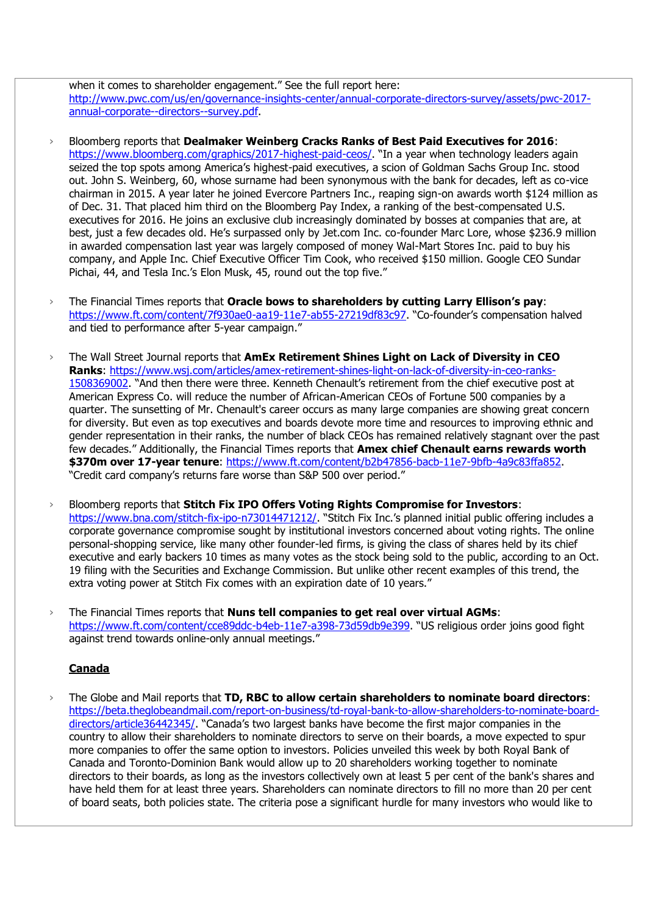when it comes to shareholder engagement." See the full report here: http://www.pwc.com/us/en/governance-insights-center/annual-corporate-directors-survey/assets/pwc-2017-annual-corporate--directors--survey.pdf.

- Bloomberg reports that **Dealmaker Weinberg Cracks Ranks of Best Paid Executives for 2016**: https://www.bloomberg.com/graphics/2017-highest-paid-ceos/. "In a year when technology leaders again seized the top spots among America's highest-paid executives, a scion of Goldman Sachs Group Inc. stood out. John S. Weinberg, 60, whose surname had been synonymous with the bank for decades, left as co-vice chairman in 2015. A year later he joined Evercore Partners Inc., reaping sign-on awards worth $124 million as of Dec. 31. That placed him third on the Bloomberg Pay Index, a ranking of the best-compensated U.S. executives for 2016. He joins an exclusive club increasingly dominated by bosses at companies that are, at best, just a few decades old. He's surpassed only by Jet.com Inc. co-founder Marc Lore, whose $236.9 million in awarded compensation last year was largely composed of money Wal-Mart Stores Inc. paid to buy his company, and Apple Inc. Chief Executive Officer Tim Cook, who received $150 million. Google CEO Sundar Pichai, 44, and Tesla Inc.'s Elon Musk, 45, round out the top five."

- The Financial Times reports that **Oracle bows to shareholders by cutting Larry Ellison's pay**: https://www.ft.com/content/7f930ae0-aa19-11e7-ab55-27219df83c97. "Co-founder's compensation halved and tied to performance after 5-year campaign."

- The Wall Street Journal reports that **AmEx Retirement Shines Light on Lack of Diversity in CEO Ranks**: https://www.wsj.com/articles/amex-retirement-shines-light-on-lack-of-diversity-in-ceo-ranks-1508369002. "And then there were three. Kenneth Chenault's retirement from the chief executive post at American Express Co. will reduce the number of African-American CEOs of Fortune 500 companies by a quarter. The sunsetting of Mr. Chenault's career occurs as many large companies are showing great concern for diversity. But even as top executives and boards devote more time and resources to improving ethnic and gender representation in their ranks, the number of black CEOs has remained relatively stagnant over the past few decades." Additionally, the Financial Times reports that **Amex chief Chenault earns rewards worth $370m over 17-year tenure**: https://www.ft.com/content/b2b47856-bacb-11e7-9bfb-4a9c83ffa852. "Credit card company's returns fare worse than S&P 500 over period."

- Bloomberg reports that **Stitch Fix IPO Offers Voting Rights Compromise for Investors**: https://www.bna.com/stitch-fix-ipo-n73014471212/. "Stitch Fix Inc.'s planned initial public offering includes a corporate governance compromise sought by institutional investors concerned about voting rights. The online personal-shopping service, like many other founder-led firms, is giving the class of shares held by its chief executive and early backers 10 times as many votes as the stock being sold to the public, according to an Oct. 19 filing with the Securities and Exchange Commission. But unlike other recent examples of this trend, the extra voting power at Stitch Fix comes with an expiration date of 10 years."

- The Financial Times reports that **Nuns tell companies to get real over virtual AGMs**: https://www.ft.com/content/cce89ddc-b4eb-11e7-a398-73d59db9e399. "US religious order joins good fight against trend towards online-only annual meetings."

**Canada**

- The Globe and Mail reports that **TD, RBC to allow certain shareholders to nominate board directors**: https://beta.theglobeandmail.com/report-on-business/td-royal-bank-to-allow-shareholders-to-nominate-board-directors/article36442345/. "Canada's two largest banks have become the first major companies in the country to allow their shareholders to nominate directors to serve on their boards, a move expected to spur more companies to offer the same option to investors. Policies unveiled this week by both Royal Bank of Canada and Toronto-Dominion Bank would allow up to 20 shareholders working together to nominate directors to their boards, as long as the investors collectively own at least 5 per cent of the bank's shares and have held them for at least three years. Shareholders can nominate directors to fill no more than 20 per cent of board seats, both policies state. The criteria pose a significant hurdle for many investors who would like to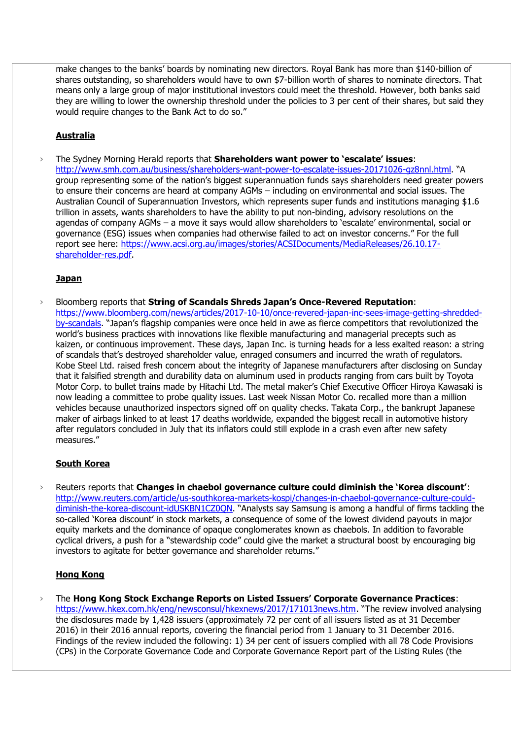make changes to the banks' boards by nominating new directors. Royal Bank has more than $140-billion of shares outstanding, so shareholders would have to own $7-billion worth of shares to nominate directors. That means only a large group of major institutional investors could meet the threshold. However, both banks said they are willing to lower the ownership threshold under the policies to 3 per cent of their shares, but said they would require changes to the Bank Act to do so."

**Australia**

- The Sydney Morning Herald reports that **Shareholders want power to 'escalate' issues**: http://www.smh.com.au/business/shareholders-want-power-to-escalate-issues-20171026-gz8nnl.html. "A group representing some of the nation's biggest superannuation funds says shareholders need greater powers to ensure their concerns are heard at company AGMs – including on environmental and social issues. The Australian Council of Superannuation Investors, which represents super funds and institutions managing $1.6 trillion in assets, wants shareholders to have the ability to put non-binding, advisory resolutions on the agendas of company AGMs – a move it says would allow shareholders to 'escalate' environmental, social or governance (ESG) issues when companies had otherwise failed to act on investor concerns." For the full report see here: https://www.acsi.org.au/images/stories/ACSIDocuments/MediaReleases/26.10.17-shareholder-res.pdf.

**Japan**

- Bloomberg reports that **String of Scandals Shreds Japan's Once-Revered Reputation**: https://www.bloomberg.com/news/articles/2017-10-10/once-revered-japan-inc-sees-image-getting-shredded-by-scandals. "Japan's flagship companies were once held in awe as fierce competitors that revolutionized the world's business practices with innovations like flexible manufacturing and managerial precepts such as kaizen, or continuous improvement. These days, Japan Inc. is turning heads for a less exalted reason: a string of scandals that's destroyed shareholder value, enraged consumers and incurred the wrath of regulators. Kobe Steel Ltd. raised fresh concern about the integrity of Japanese manufacturers after disclosing on Sunday that it falsified strength and durability data on aluminum used in products ranging from cars built by Toyota Motor Corp. to bullet trains made by Hitachi Ltd. The metal maker's Chief Executive Officer Hiroya Kawasaki is now leading a committee to probe quality issues. Last week Nissan Motor Co. recalled more than a million vehicles because unauthorized inspectors signed off on quality checks. Takata Corp., the bankrupt Japanese maker of airbags linked to at least 17 deaths worldwide, expanded the biggest recall in automotive history after regulators concluded in July that its inflators could still explode in a crash even after new safety measures."

**South Korea**

- Reuters reports that **Changes in chaebol governance culture could diminish the 'Korea discount'**: http://www.reuters.com/article/us-southkorea-markets-kospi/changes-in-chaebol-governance-culture-could-diminish-the-korea-discount-idUSKBN1CZ0QN. "Analysts say Samsung is among a handful of firms tackling the so-called 'Korea discount' in stock markets, a consequence of some of the lowest dividend payouts in major equity markets and the dominance of opaque conglomerates known as chaebols. In addition to favorable cyclical drivers, a push for a "stewardship code" could give the market a structural boost by encouraging big investors to agitate for better governance and shareholder returns."

**Hong Kong**

- The **Hong Kong Stock Exchange Reports on Listed Issuers' Corporate Governance Practices**: https://www.hkex.com.hk/eng/newsconsul/hkexnews/2017/171013news.htm. "The review involved analysing the disclosures made by 1,428 issuers (approximately 72 per cent of all issuers listed as at 31 December 2016) in their 2016 annual reports, covering the financial period from 1 January to 31 December 2016. Findings of the review included the following: 1) 34 per cent of issuers complied with all 78 Code Provisions (CPs) in the Corporate Governance Code and Corporate Governance Report part of the Listing Rules (the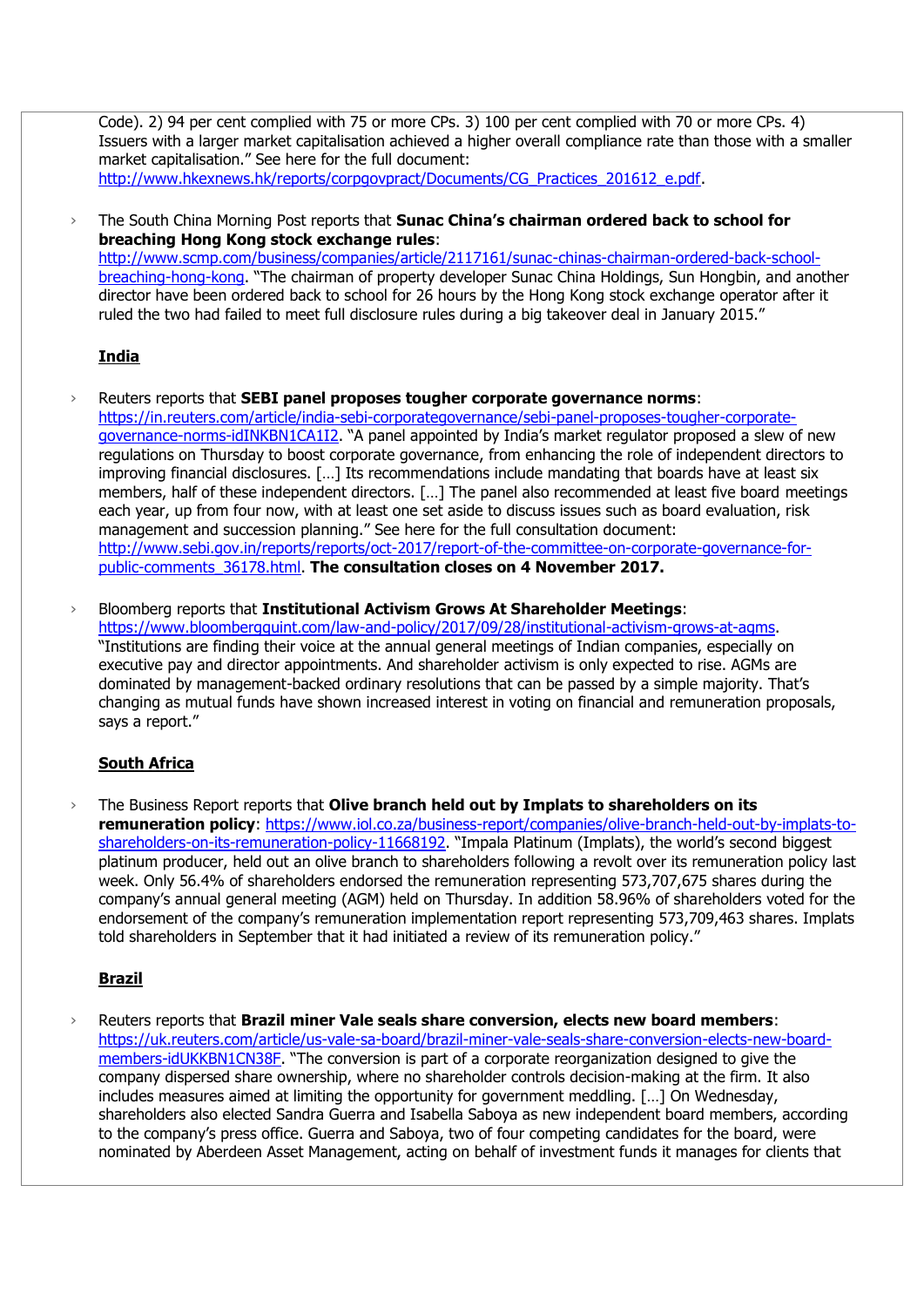Code). 2) 94 per cent complied with 75 or more CPs. 3) 100 per cent complied with 70 or more CPs. 4) Issuers with a larger market capitalisation achieved a higher overall compliance rate than those with a smaller market capitalisation." See here for the full document: http://www.hkexnews.hk/reports/corpgovpract/Documents/CG_Practices_201612_e.pdf.

- The South China Morning Post reports that **Sunac China's chairman ordered back to school for breaching Hong Kong stock exchange rules**: http://www.scmp.com/business/companies/article/2117161/sunac-chinas-chairman-ordered-back-school-breaching-hong-kong. "The chairman of property developer Sunac China Holdings, Sun Hongbin, and another director have been ordered back to school for 26 hours by the Hong Kong stock exchange operator after it ruled the two had failed to meet full disclosure rules during a big takeover deal in January 2015."

## India

- Reuters reports that **SEBI panel proposes tougher corporate governance norms**: https://in.reuters.com/article/india-sebi-corporategovernance/sebi-panel-proposes-tougher-corporate-governance-norms-idINKBN1CA1I2. "A panel appointed by India's market regulator proposed a slew of new regulations on Thursday to boost corporate governance, from enhancing the role of independent directors to improving financial disclosures. […] Its recommendations include mandating that boards have at least six members, half of these independent directors. […] The panel also recommended at least five board meetings each year, up from four now, with at least one set aside to discuss issues such as board evaluation, risk management and succession planning." See here for the full consultation document: http://www.sebi.gov.in/reports/reports/oct-2017/report-of-the-committee-on-corporate-governance-for-public-comments_36178.html. **The consultation closes on 4 November 2017.**

- Bloomberg reports that **Institutional Activism Grows At Shareholder Meetings**: https://www.bloombergquint.com/law-and-policy/2017/09/28/institutional-activism-grows-at-agms. "Institutions are finding their voice at the annual general meetings of Indian companies, especially on executive pay and director appointments. And shareholder activism is only expected to rise. AGMs are dominated by management-backed ordinary resolutions that can be passed by a simple majority. That's changing as mutual funds have shown increased interest in voting on financial and remuneration proposals, says a report."

## South Africa

- The Business Report reports that **Olive branch held out by Implats to shareholders on its remuneration policy**: https://www.iol.co.za/business-report/companies/olive-branch-held-out-by-implats-to-shareholders-on-its-remuneration-policy-11668192. "Impala Platinum (Implats), the world's second biggest platinum producer, held out an olive branch to shareholders following a revolt over its remuneration policy last week. Only 56.4% of shareholders endorsed the remuneration representing 573,707,675 shares during the company's annual general meeting (AGM) held on Thursday. In addition 58.96% of shareholders voted for the endorsement of the company's remuneration implementation report representing 573,709,463 shares. Implats told shareholders in September that it had initiated a review of its remuneration policy."

## Brazil

- Reuters reports that **Brazil miner Vale seals share conversion, elects new board members**: https://uk.reuters.com/article/us-vale-sa-board/brazil-miner-vale-seals-share-conversion-elects-new-board-members-idUKKBN1CN38F. "The conversion is part of a corporate reorganization designed to give the company dispersed share ownership, where no shareholder controls decision-making at the firm. It also includes measures aimed at limiting the opportunity for government meddling. […] On Wednesday, shareholders also elected Sandra Guerra and Isabella Saboya as new independent board members, according to the company's press office. Guerra and Saboya, two of four competing candidates for the board, were nominated by Aberdeen Asset Management, acting on behalf of investment funds it manages for clients that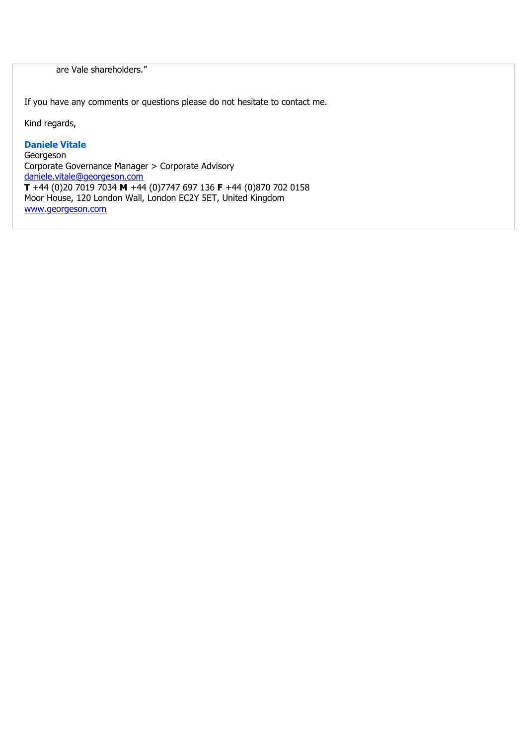are Vale shareholders."

If you have any comments or questions please do not hesitate to contact me.

Kind regards,

**Daniele Vitale**
Georgeson
Corporate Governance Manager > Corporate Advisory
daniele.vitale@georgeson.com
**T** +44 (0)20 7019 7034 **M** +44 (0)7747 697 136 **F** +44 (0)870 702 0158
Moor House, 120 London Wall, London EC2Y 5ET, United Kingdom
www.georgeson.com